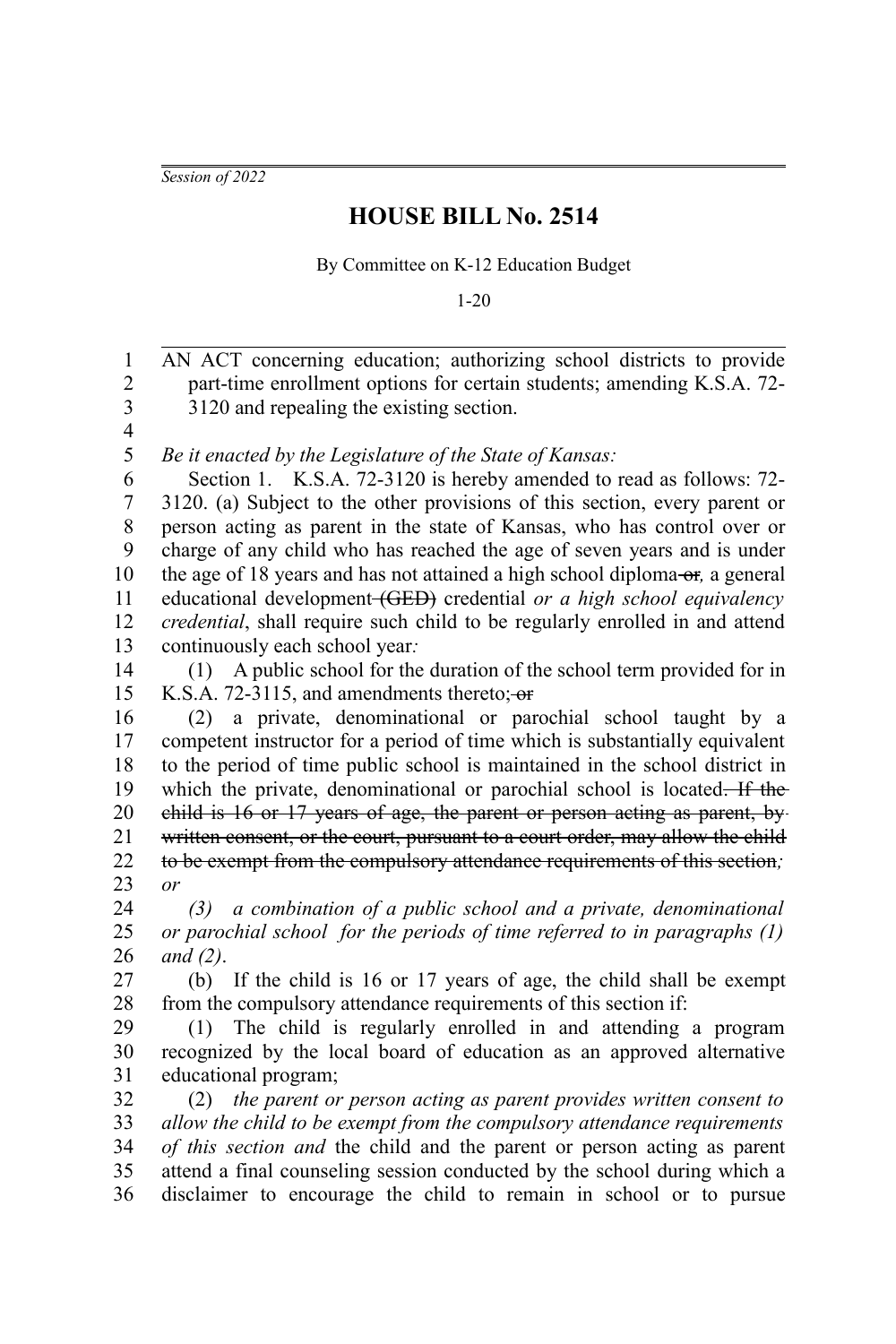*Session of 2022*

# HOUSE BILL No. 2514

By Committee on K-12 Education Budget

1-20

AN ACT concerning education; authorizing school districts to provide part-time enrollment options for certain students; amending K.S.A. 72-3120 and repealing the existing section.

*Be it enacted by the Legislature of the State of Kansas:*

Section 1. K.S.A. 72-3120 is hereby amended to read as follows: 72-3120. (a) Subject to the other provisions of this section, every parent or person acting as parent in the state of Kansas, who has control over or charge of any child who has reached the age of seven years and is under the age of 18 years and has not attained a high school diploma ~~or~~*,* a general educational development ~~(GED)~~ credential *or a high school equivalency credential*, shall require such child to be regularly enrolled in and attend continuously each school year*:*

(1) A public school for the duration of the school term provided for in K.S.A. 72-3115, and amendments thereto; ~~or~~

(2) a private, denominational or parochial school taught by a competent instructor for a period of time which is substantially equivalent to the period of time public school is maintained in the school district in which the private, denominational or parochial school is located~~. If the child is 16 or 17 years of age, the parent or person acting as parent, by written consent, or the court, pursuant to a court order, may allow the child to be exempt from the compulsory attendance requirements of this section~~*; or*

*(3) a combination of a public school and a private, denominational or parochial school for the periods of time referred to in paragraphs (1) and (2)*.

(b) If the child is 16 or 17 years of age, the child shall be exempt from the compulsory attendance requirements of this section if:

(1) The child is regularly enrolled in and attending a program recognized by the local board of education as an approved alternative educational program;

(2) *the parent or person acting as parent provides written consent to allow the child to be exempt from the compulsory attendance requirements of this section and* the child and the parent or person acting as parent attend a final counseling session conducted by the school during which a disclaimer to encourage the child to remain in school or to pursue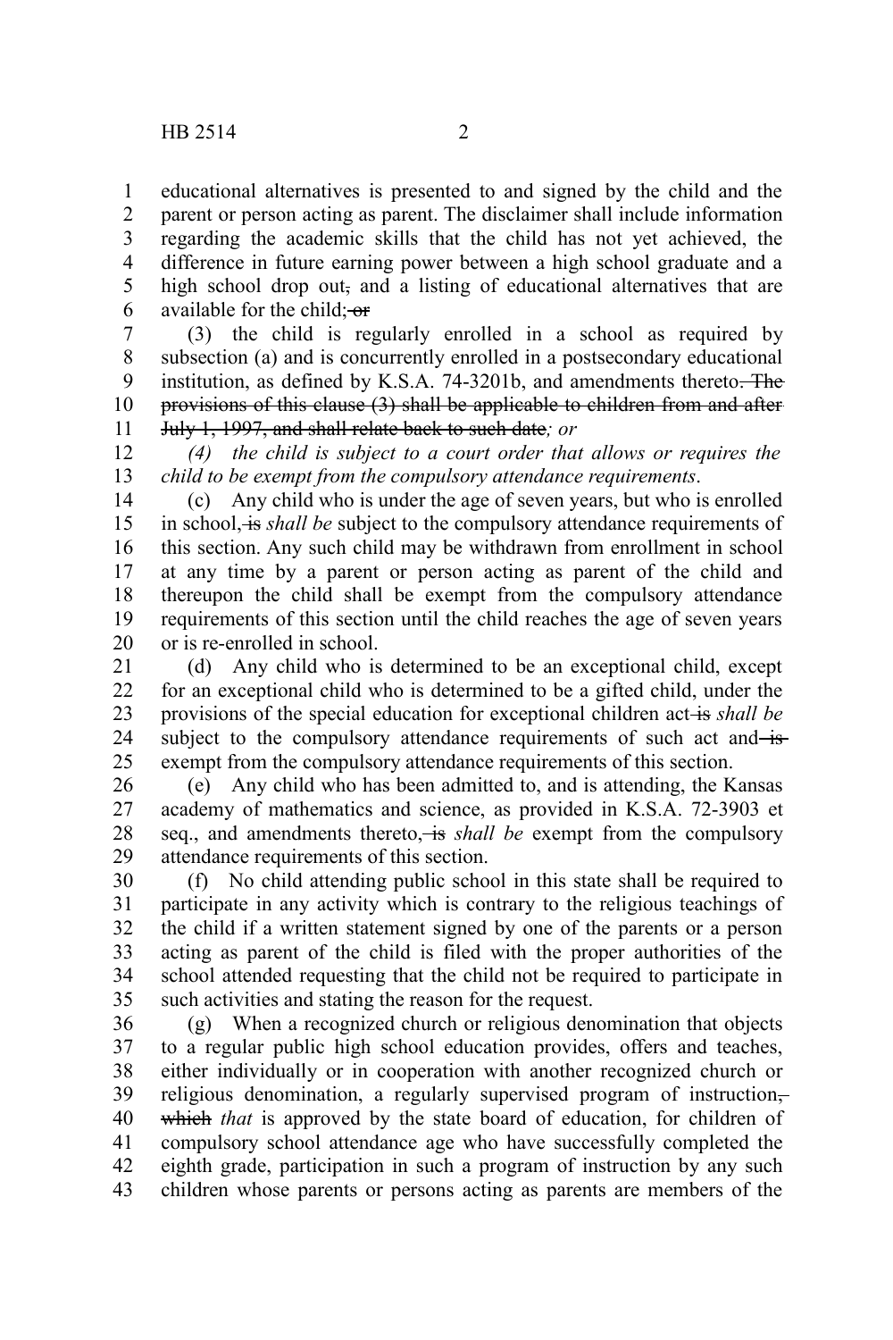educational alternatives is presented to and signed by the child and the parent or person acting as parent. The disclaimer shall include information regarding the academic skills that the child has not yet achieved, the difference in future earning power between a high school graduate and a high school drop out~~,~~ and a listing of educational alternatives that are available for the child; ~~or~~

(3) the child is regularly enrolled in a school as required by subsection (a) and is concurrently enrolled in a postsecondary educational institution, as defined by K.S.A. 74-3201b, and amendments thereto~~. The provisions of this clause (3) shall be applicable to children from and after July 1, 1997, and shall relate back to such date~~*; or*

*(4) the child is subject to a court order that allows or requires the child to be exempt from the compulsory attendance requirements*.

(c) Any child who is under the age of seven years, but who is enrolled in school, ~~is~~ *shall be* subject to the compulsory attendance requirements of this section. Any such child may be withdrawn from enrollment in school at any time by a parent or person acting as parent of the child and thereupon the child shall be exempt from the compulsory attendance requirements of this section until the child reaches the age of seven years or is re-enrolled in school.

(d) Any child who is determined to be an exceptional child, except for an exceptional child who is determined to be a gifted child, under the provisions of the special education for exceptional children act ~~is~~ *shall be* subject to the compulsory attendance requirements of such act and ~~is~~ exempt from the compulsory attendance requirements of this section.

(e) Any child who has been admitted to, and is attending, the Kansas academy of mathematics and science, as provided in K.S.A. 72-3903 et seq., and amendments thereto, ~~is~~ *shall be* exempt from the compulsory attendance requirements of this section.

(f) No child attending public school in this state shall be required to participate in any activity which is contrary to the religious teachings of the child if a written statement signed by one of the parents or a person acting as parent of the child is filed with the proper authorities of the school attended requesting that the child not be required to participate in such activities and stating the reason for the request.

(g) When a recognized church or religious denomination that objects to a regular public high school education provides, offers and teaches, either individually or in cooperation with another recognized church or religious denomination, a regularly supervised program of instruction~~, which~~ *that* is approved by the state board of education, for children of compulsory school attendance age who have successfully completed the eighth grade, participation in such a program of instruction by any such children whose parents or persons acting as parents are members of the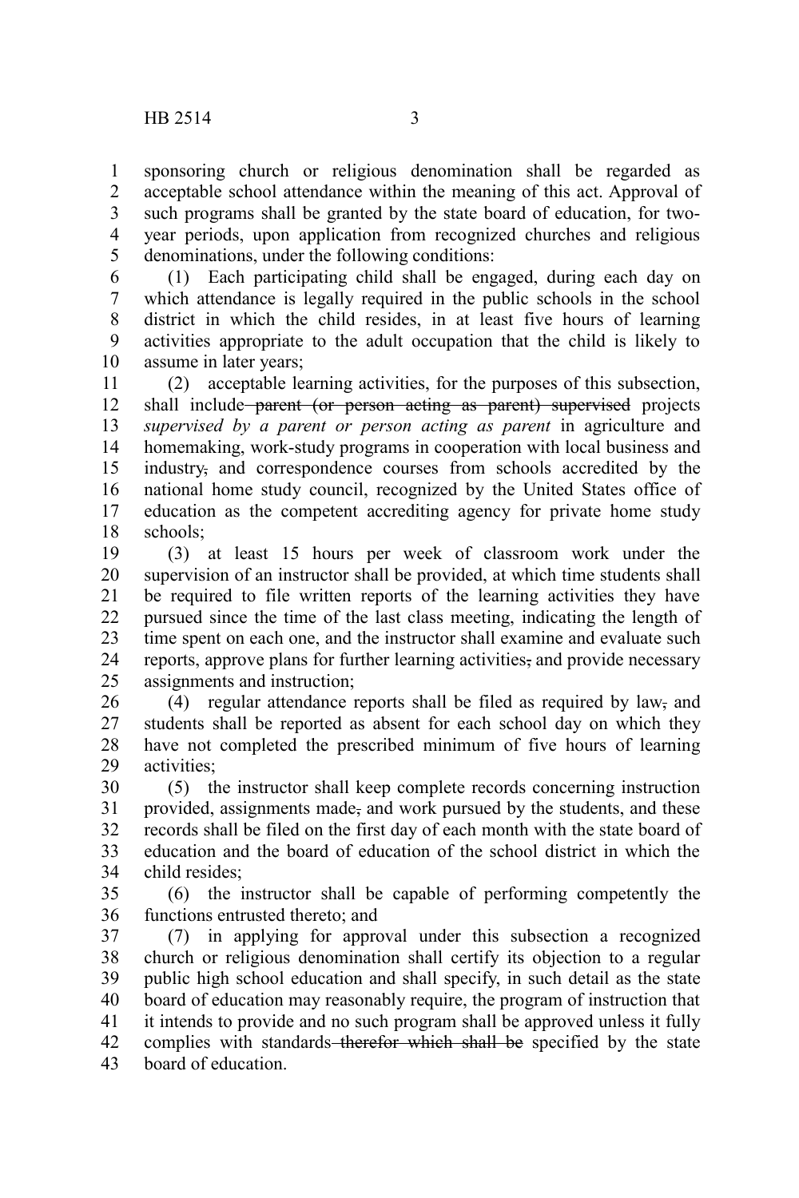sponsoring church or religious denomination shall be regarded as acceptable school attendance within the meaning of this act. Approval of such programs shall be granted by the state board of education, for two-year periods, upon application from recognized churches and religious denominations, under the following conditions:

(1) Each participating child shall be engaged, during each day on which attendance is legally required in the public schools in the school district in which the child resides, in at least five hours of learning activities appropriate to the adult occupation that the child is likely to assume in later years;

(2) acceptable learning activities, for the purposes of this subsection, shall include ~~parent (or person acting as parent) supervised~~ projects *supervised by a parent or person acting as parent* in agriculture and homemaking, work-study programs in cooperation with local business and industry~~,~~ and correspondence courses from schools accredited by the national home study council, recognized by the United States office of education as the competent accrediting agency for private home study schools;

(3) at least 15 hours per week of classroom work under the supervision of an instructor shall be provided, at which time students shall be required to file written reports of the learning activities they have pursued since the time of the last class meeting, indicating the length of time spent on each one, and the instructor shall examine and evaluate such reports, approve plans for further learning activities~~,~~ and provide necessary assignments and instruction;

(4) regular attendance reports shall be filed as required by law~~,~~ and students shall be reported as absent for each school day on which they have not completed the prescribed minimum of five hours of learning activities;

(5) the instructor shall keep complete records concerning instruction provided, assignments made~~,~~ and work pursued by the students, and these records shall be filed on the first day of each month with the state board of education and the board of education of the school district in which the child resides;

(6) the instructor shall be capable of performing competently the functions entrusted thereto; and

(7) in applying for approval under this subsection a recognized church or religious denomination shall certify its objection to a regular public high school education and shall specify, in such detail as the state board of education may reasonably require, the program of instruction that it intends to provide and no such program shall be approved unless it fully complies with standards ~~therefor which shall be~~ specified by the state board of education.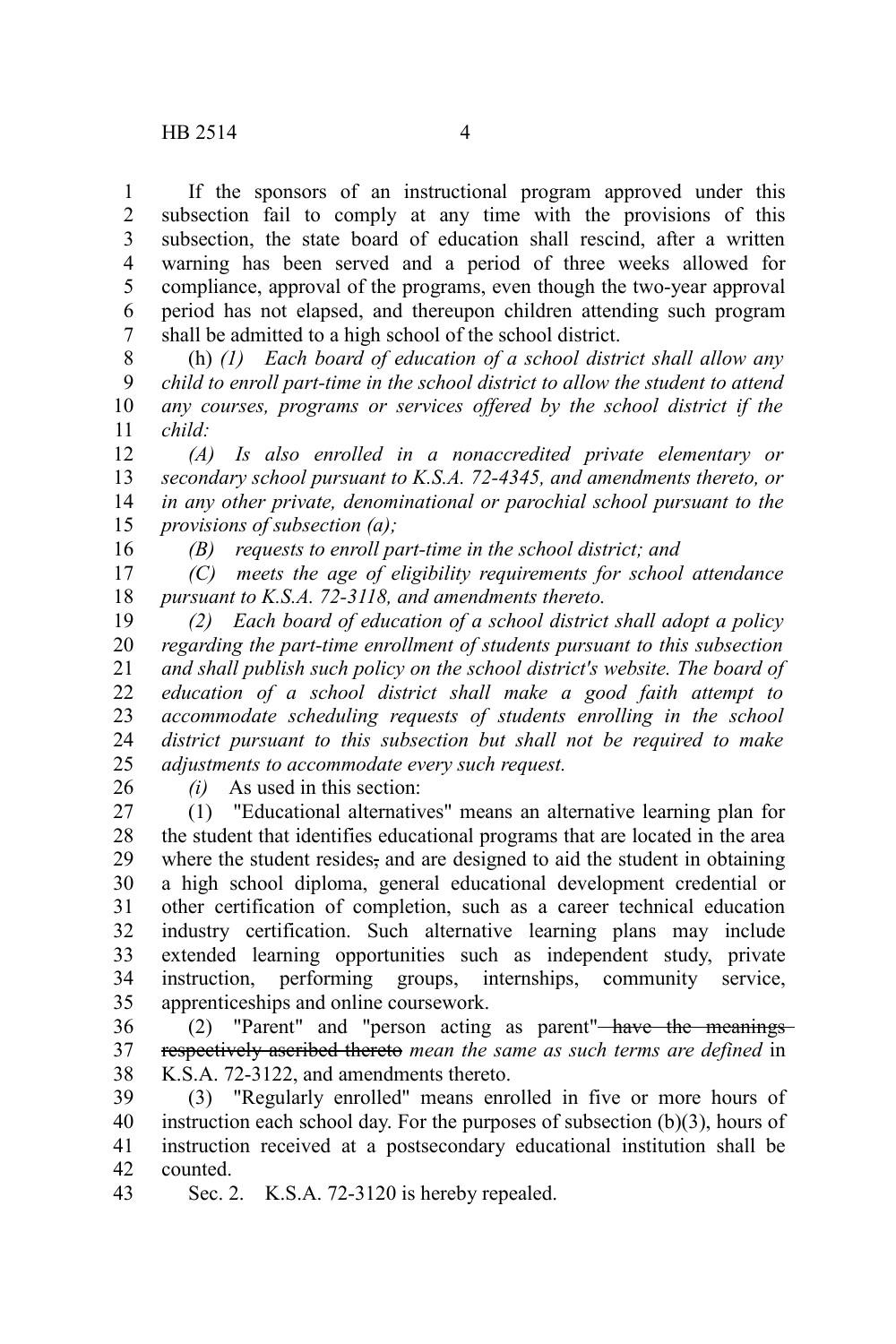If the sponsors of an instructional program approved under this subsection fail to comply at any time with the provisions of this subsection, the state board of education shall rescind, after a written warning has been served and a period of three weeks allowed for compliance, approval of the programs, even though the two-year approval period has not elapsed, and thereupon children attending such program shall be admitted to a high school of the school district.

(h) *(1) Each board of education of a school district shall allow any child to enroll part-time in the school district to allow the student to attend any courses, programs or services offered by the school district if the child:*

*(A) Is also enrolled in a nonaccredited private elementary or secondary school pursuant to K.S.A. 72-4345, and amendments thereto, or in any other private, denominational or parochial school pursuant to the provisions of subsection (a);*

*(B) requests to enroll part-time in the school district; and*

*(C) meets the age of eligibility requirements for school attendance pursuant to K.S.A. 72-3118, and amendments thereto.*

*(2) Each board of education of a school district shall adopt a policy regarding the part-time enrollment of students pursuant to this subsection and shall publish such policy on the school district's website. The board of education of a school district shall make a good faith attempt to accommodate scheduling requests of students enrolling in the school district pursuant to this subsection but shall not be required to make adjustments to accommodate every such request.*

*(i)* As used in this section:

(1) "Educational alternatives" means an alternative learning plan for the student that identifies educational programs that are located in the area where the student resides~~,~~ and are designed to aid the student in obtaining a high school diploma, general educational development credential or other certification of completion, such as a career technical education industry certification. Such alternative learning plans may include extended learning opportunities such as independent study, private instruction, performing groups, internships, community service, apprenticeships and online coursework.

(2) "Parent" and "person acting as parent" ~~have the meanings respectively ascribed thereto~~ *mean the same as such terms are defined* in K.S.A. 72-3122, and amendments thereto.

(3) "Regularly enrolled" means enrolled in five or more hours of instruction each school day. For the purposes of subsection (b)(3), hours of instruction received at a postsecondary educational institution shall be counted.

Sec. 2. K.S.A. 72-3120 is hereby repealed.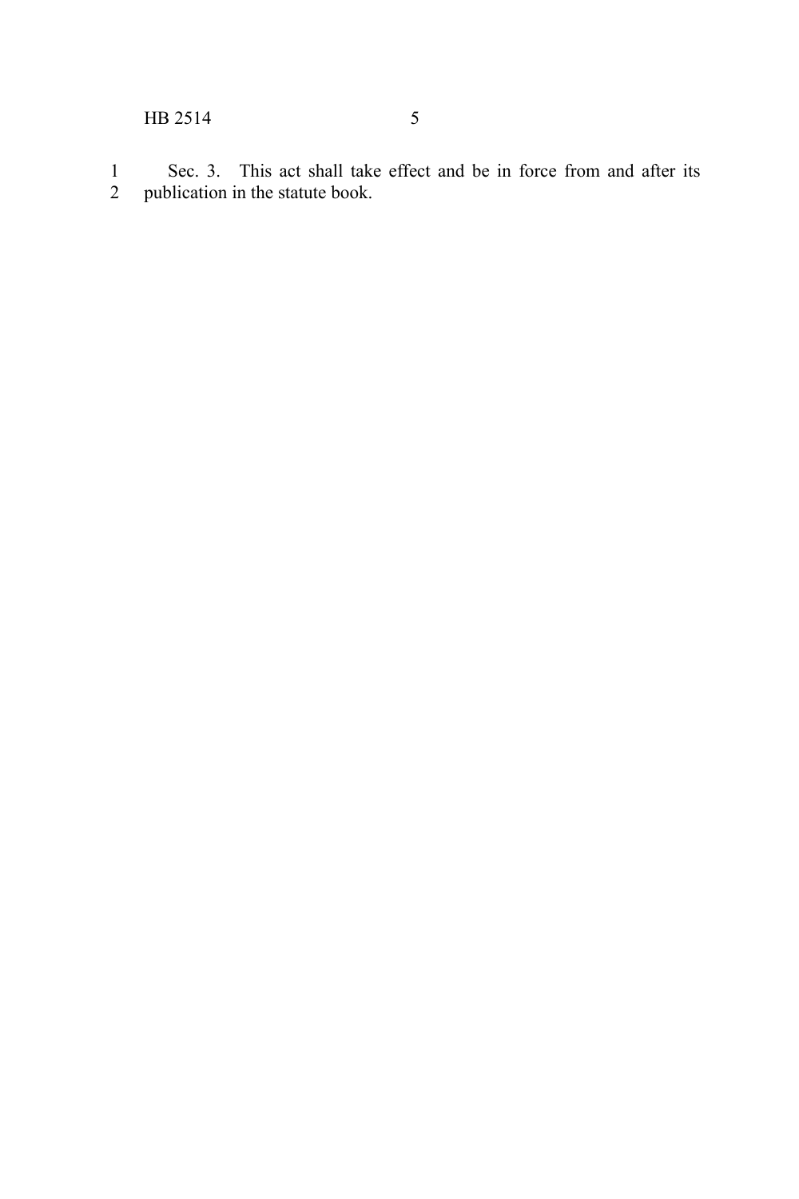Sec. 3. This act shall take effect and be in force from and after its publication in the statute book.